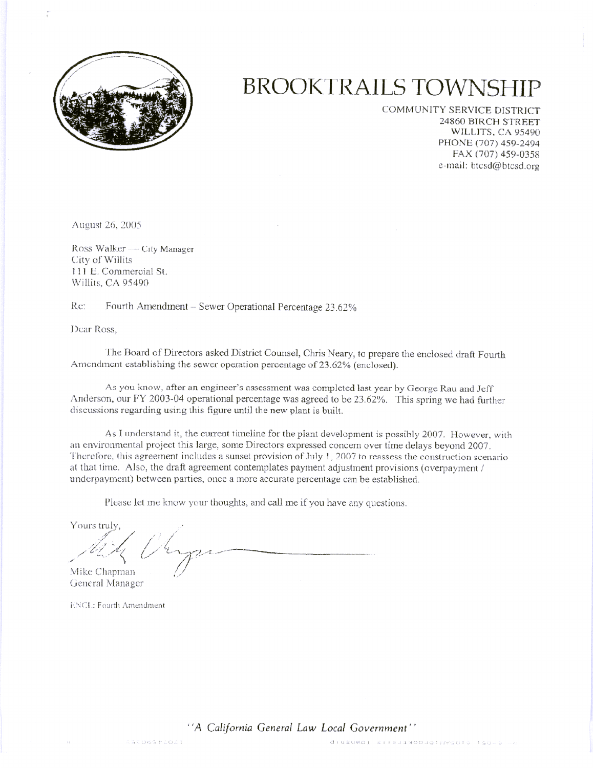# BROOKTRAILS TOWNSHIP

COMMUNITY SERVICE DISTRICT
24860 BIRCH STREET
WILLITS, CA 95490
PHONE (707) 459-2494
FAX (707) 459-0358
e-mail: btcsd@btcsd.org

August 26, 2005

Ross Walker — City Manager
City of Willits
111 E. Commercial St.
Willits, CA 95490

Re: Fourth Amendment – Sewer Operational Percentage 23.62%

Dear Ross,

The Board of Directors asked District Counsel, Chris Neary, to prepare the enclosed draft Fourth Amendment establishing the sewer operation percentage of 23.62% (enclosed).

As you know, after an engineer's assessment was completed last year by George Rau and Jeff Anderson, our FY 2003-04 operational percentage was agreed to be 23.62%. This spring we had further discussions regarding using this figure until the new plant is built.

As I understand it, the current timeline for the plant development is possibly 2007. However, with an environmental project this large, some Directors expressed concern over time delays beyond 2007. Therefore, this agreement includes a sunset provision of July 1, 2007 to reassess the construction scenario at that time. Also, the draft agreement contemplates payment adjustment provisions (overpayment / underpayment) between parties, once a more accurate percentage can be established.

Please let me know your thoughts, and call me if you have any questions.

Yours truly,

Mike Chapman
General Manager

ENCL: Fourth Amendment

*''A California General Law Local Government''*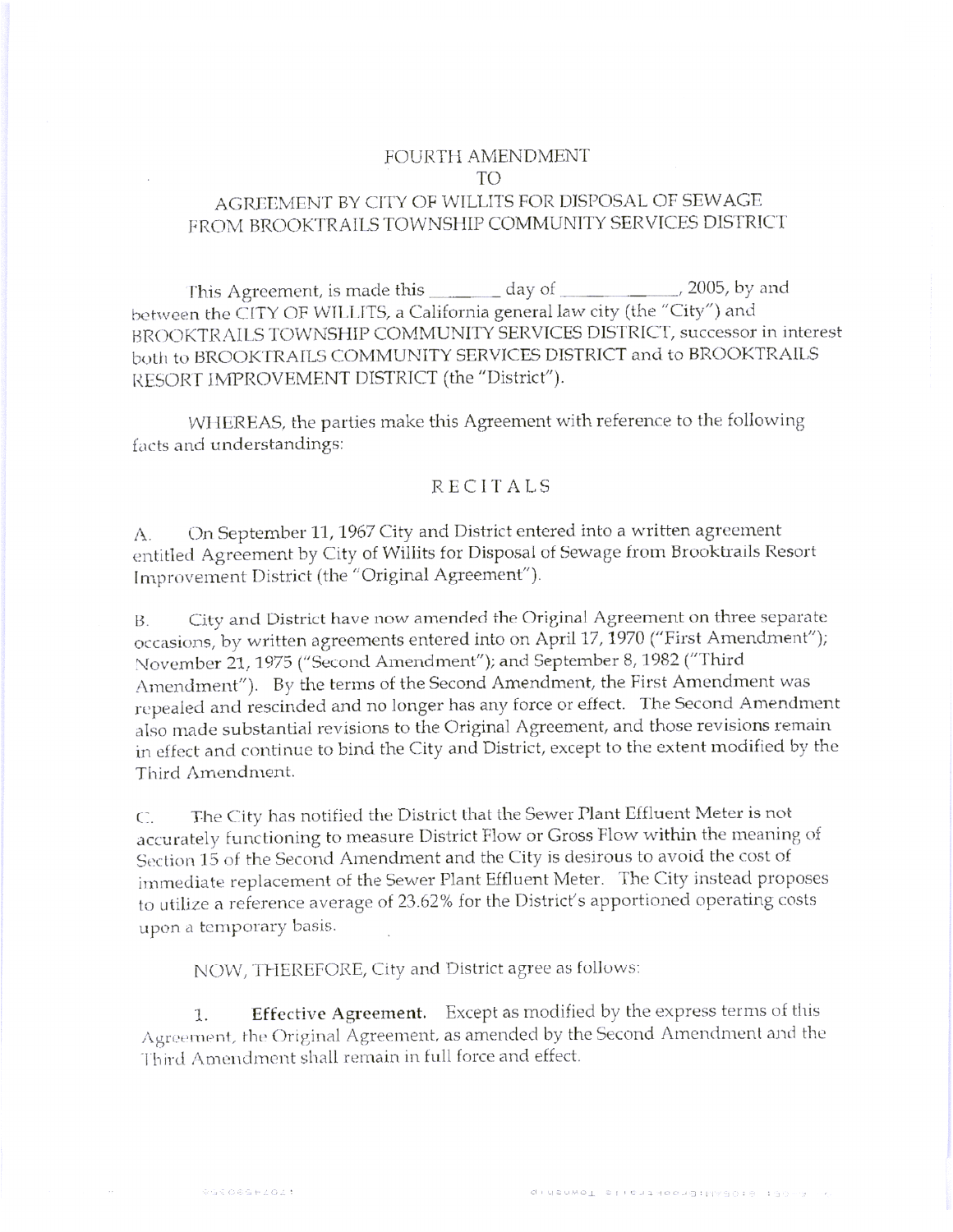# FOURTH AMENDMENT
# TO
# AGREEMENT BY CITY OF WILLITS FOR DISPOSAL OF SEWAGE FROM BROOKTRAILS TOWNSHIP COMMUNITY SERVICES DISTRICT

This Agreement, is made this _______ day of _____________, 2005, by and between the CITY OF WILLITS, a California general law city (the "City") and BROOKTRAILS TOWNSHIP COMMUNITY SERVICES DISTRICT, successor in interest both to BROOKTRAILS COMMUNITY SERVICES DISTRICT and to BROOKTRAILS RESORT IMPROVEMENT DISTRICT (the "District").

WHEREAS, the parties make this Agreement with reference to the following facts and understandings:

## RECITALS

A. On September 11, 1967 City and District entered into a written agreement entitled Agreement by City of Willits for Disposal of Sewage from Brooktrails Resort Improvement District (the "Original Agreement").

B. City and District have now amended the Original Agreement on three separate occasions, by written agreements entered into on April 17, 1970 ("First Amendment"); November 21, 1975 ("Second Amendment"); and September 8, 1982 ("Third Amendment"). By the terms of the Second Amendment, the First Amendment was repealed and rescinded and no longer has any force or effect. The Second Amendment also made substantial revisions to the Original Agreement, and those revisions remain in effect and continue to bind the City and District, except to the extent modified by the Third Amendment.

C. The City has notified the District that the Sewer Plant Effluent Meter is not accurately functioning to measure District Flow or Gross Flow within the meaning of Section 15 of the Second Amendment and the City is desirous to avoid the cost of immediate replacement of the Sewer Plant Effluent Meter. The City instead proposes to utilize a reference average of 23.62% for the District's apportioned operating costs upon a temporary basis.

NOW, THEREFORE, City and District agree as follows:

1. **Effective Agreement.** Except as modified by the express terms of this Agreement, the Original Agreement, as amended by the Second Amendment and the Third Amendment shall remain in full force and effect.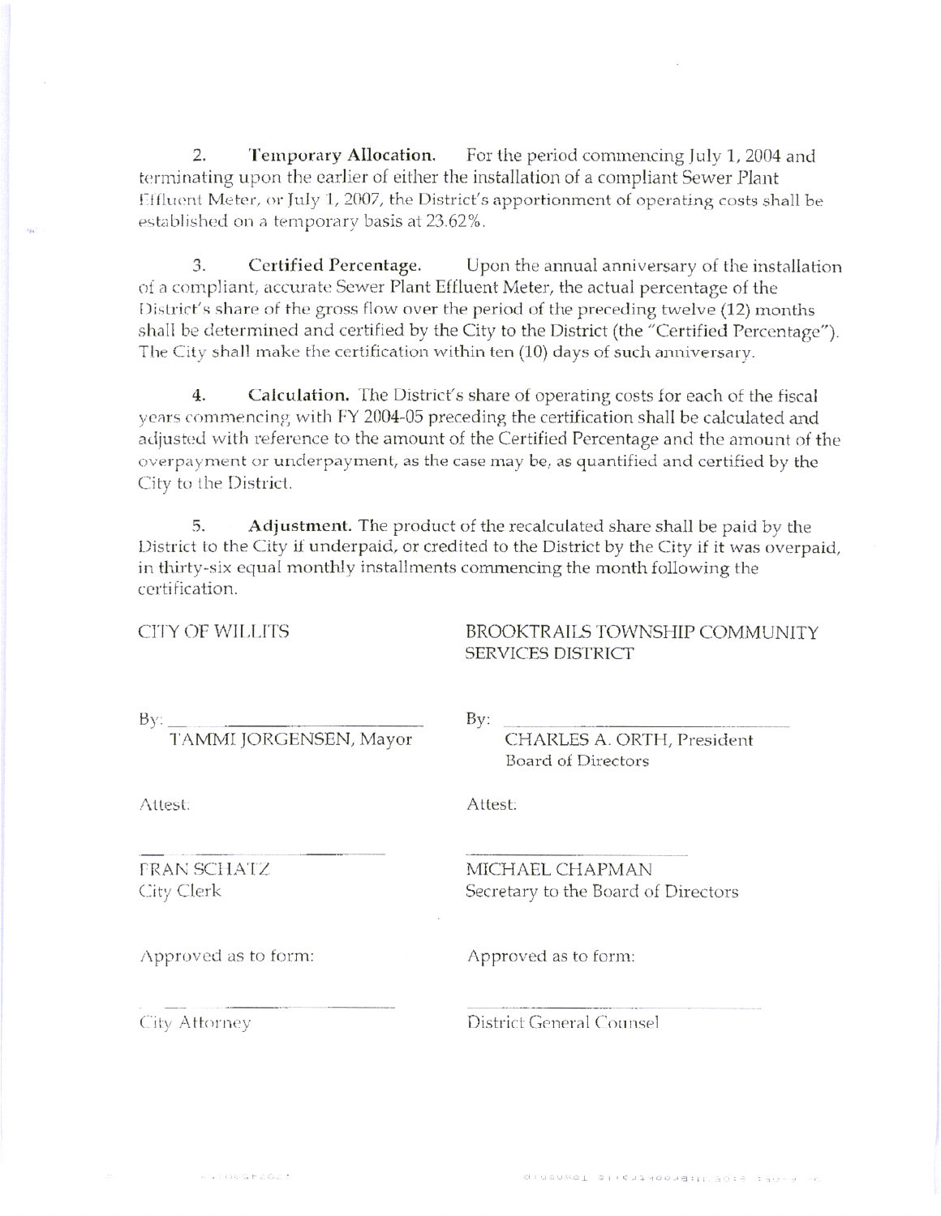2. **Temporary Allocation.** For the period commencing July 1, 2004 and terminating upon the earlier of either the installation of a compliant Sewer Plant Effluent Meter, or July 1, 2007, the District's apportionment of operating costs shall be established on a temporary basis at 23.62%.

3. **Certified Percentage.** Upon the annual anniversary of the installation of a compliant, accurate Sewer Plant Effluent Meter, the actual percentage of the District's share of the gross flow over the period of the preceding twelve (12) months shall be determined and certified by the City to the District (the "Certified Percentage"). The City shall make the certification within ten (10) days of such anniversary.

4. **Calculation.** The District's share of operating costs for each of the fiscal years commencing with FY 2004-05 preceding the certification shall be calculated and adjusted with reference to the amount of the Certified Percentage and the amount of the overpayment or underpayment, as the case may be, as quantified and certified by the City to the District.

5. **Adjustment.** The product of the recalculated share shall be paid by the District to the City if underpaid, or credited to the District by the City if it was overpaid, in thirty-six equal monthly installments commencing the month following the certification.

CITY OF WILLITS

By: ____________________
TAMMI JORGENSEN, Mayor

Attest:

____________________
FRAN SCHATZ
City Clerk

Approved as to form:

____________________
City Attorney

BROOKTRAILS TOWNSHIP COMMUNITY SERVICES DISTRICT

By: ____________________
CHARLES A. ORTH, President
Board of Directors

Attest:

____________________
MICHAEL CHAPMAN
Secretary to the Board of Directors

Approved as to form:

____________________
District General Counsel